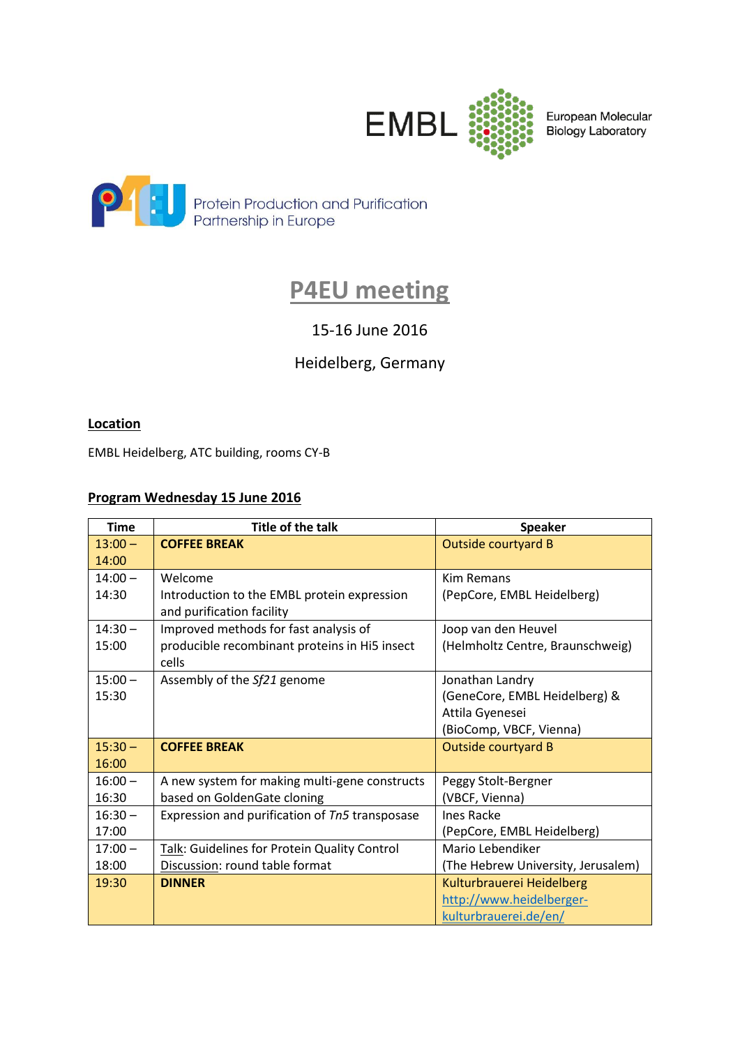EMBL European Molecular Biology Laboratory

P4EU Protein Production and Purification Partnership in Europe

# P4EU meeting

15-16 June 2016

Heidelberg, Germany

## Location

EMBL Heidelberg, ATC building, rooms CY-B

## Program Wednesday 15 June 2016

| Time | Title of the talk | Speaker |
|---|---|---|
| 13:00 – 14:00 | **COFFEE BREAK** | Outside courtyard B |
| 14:00 – 14:30 | Welcome<br>Introduction to the EMBL protein expression and purification facility | Kim Remans<br>(PepCore, EMBL Heidelberg) |
| 14:30 – 15:00 | Improved methods for fast analysis of producible recombinant proteins in Hi5 insect cells | Joop van den Heuvel<br>(Helmholtz Centre, Braunschweig) |
| 15:00 – 15:30 | Assembly of the *Sf21* genome | Jonathan Landry<br>(GeneCore, EMBL Heidelberg) &<br>Attila Gyenesei<br>(BioComp, VBCF, Vienna) |
| 15:30 – 16:00 | **COFFEE BREAK** | Outside courtyard B |
| 16:00 – 16:30 | A new system for making multi-gene constructs based on GoldenGate cloning | Peggy Stolt-Bergner<br>(VBCF, Vienna) |
| 16:30 – 17:00 | Expression and purification of *Tn5* transposase | Ines Racke<br>(PepCore, EMBL Heidelberg) |
| 17:00 – 18:00 | Talk: Guidelines for Protein Quality Control<br>Discussion: round table format | Mario Lebendiker<br>(The Hebrew University, Jerusalem) |
| 19:30 | **DINNER** | Kulturbrauerei Heidelberg<br>http://www.heidelberger-kulturbrauerei.de/en/ |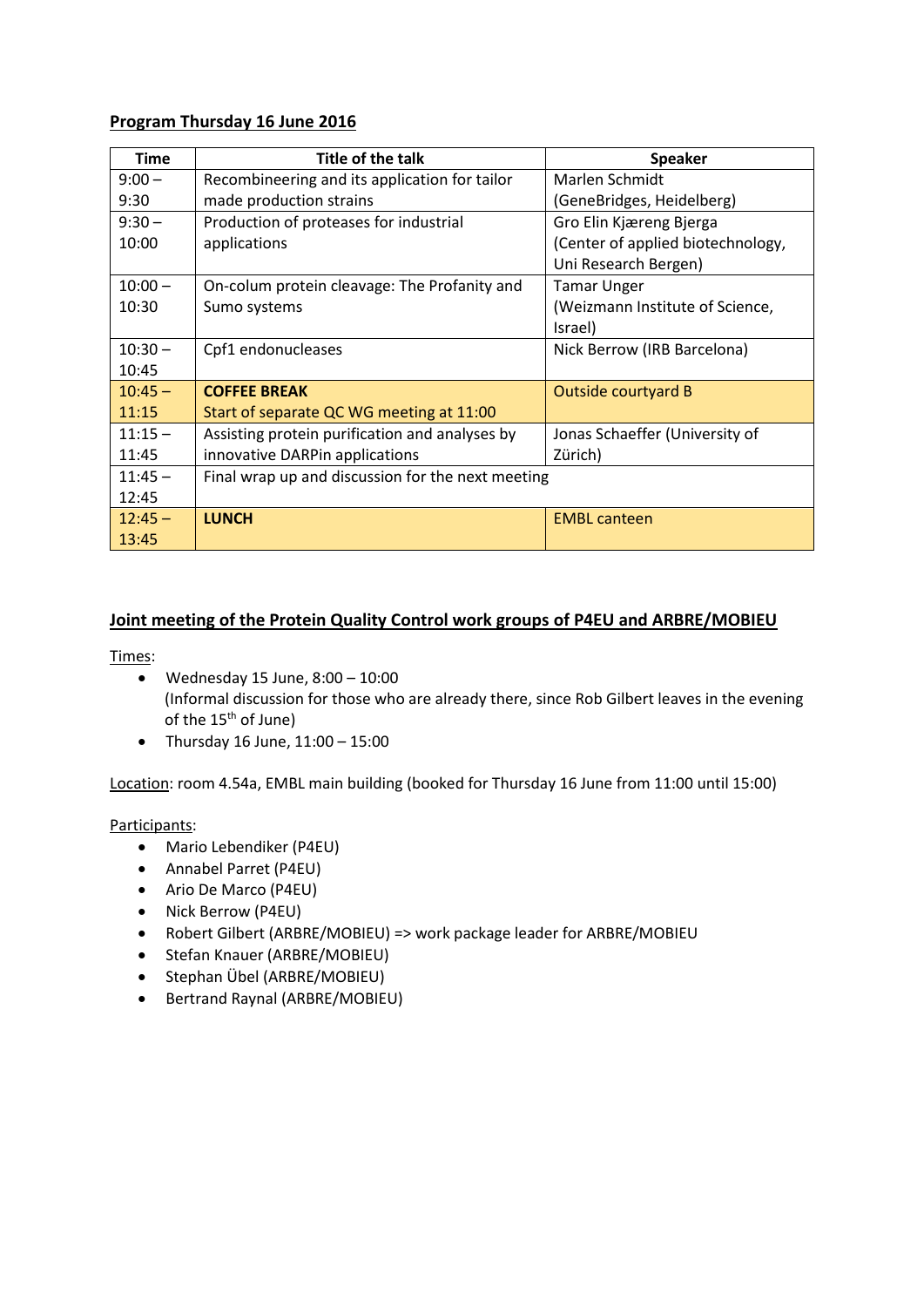**Program Thursday 16 June 2016**

| Time | Title of the talk | Speaker |
|---|---|---|
| 9:00 – 9:30 | Recombineering and its application for tailor made production strains | Marlen Schmidt (GeneBridges, Heidelberg) |
| 9:30 – 10:00 | Production of proteases for industrial applications | Gro Elin Kjæreng Bjerga (Center of applied biotechnology, Uni Research Bergen) |
| 10:00 – 10:30 | On-colum protein cleavage: The Profanity and Sumo systems | Tamar Unger (Weizmann Institute of Science, Israel) |
| 10:30 – 10:45 | Cpf1 endonucleases | Nick Berrow (IRB Barcelona) |
| 10:45 – 11:15 | **COFFEE BREAK** Start of separate QC WG meeting at 11:00 | Outside courtyard B |
| 11:15 – 11:45 | Assisting protein purification and analyses by innovative DARPin applications | Jonas Schaeffer (University of Zürich) |
| 11:45 – 12:45 | Final wrap up and discussion for the next meeting | |
| 12:45 – 13:45 | **LUNCH** | EMBL canteen |

**Joint meeting of the Protein Quality Control work groups of P4EU and ARBRE/MOBIEU**

Times:

- Wednesday 15 June, 8:00 – 10:00
  (Informal discussion for those who are already there, since Rob Gilbert leaves in the evening of the 15th of June)
- Thursday 16 June, 11:00 – 15:00

Location: room 4.54a, EMBL main building (booked for Thursday 16 June from 11:00 until 15:00)

Participants:

- Mario Lebendiker (P4EU)
- Annabel Parret (P4EU)
- Ario De Marco (P4EU)
- Nick Berrow (P4EU)
- Robert Gilbert (ARBRE/MOBIEU) => work package leader for ARBRE/MOBIEU
- Stefan Knauer (ARBRE/MOBIEU)
- Stephan Übel (ARBRE/MOBIEU)
- Bertrand Raynal (ARBRE/MOBIEU)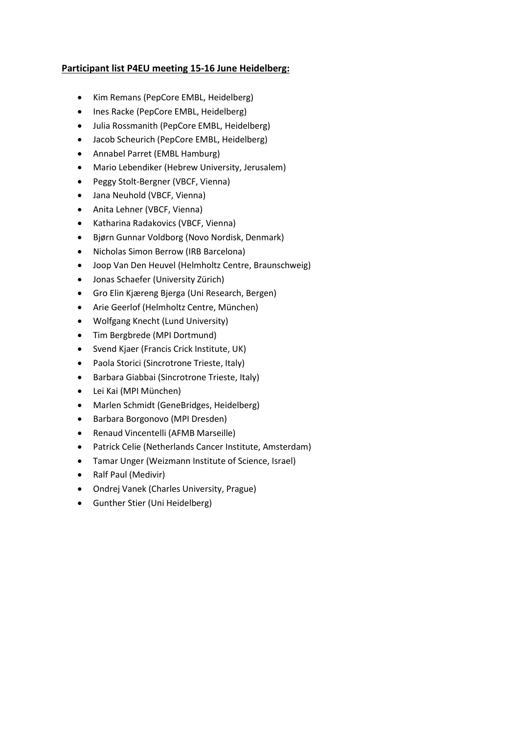**Participant list P4EU meeting 15-16 June Heidelberg:**

- Kim Remans (PepCore EMBL, Heidelberg)
- Ines Racke (PepCore EMBL, Heidelberg)
- Julia Rossmanith (PepCore EMBL, Heidelberg)
- Jacob Scheurich (PepCore EMBL, Heidelberg)
- Annabel Parret (EMBL Hamburg)
- Mario Lebendiker (Hebrew University, Jerusalem)
- Peggy Stolt-Bergner (VBCF, Vienna)
- Jana Neuhold (VBCF, Vienna)
- Anita Lehner (VBCF, Vienna)
- Katharina Radakovics (VBCF, Vienna)
- Bjørn Gunnar Voldborg (Novo Nordisk, Denmark)
- Nicholas Simon Berrow (IRB Barcelona)
- Joop Van Den Heuvel (Helmholtz Centre, Braunschweig)
- Jonas Schaefer (University Zürich)
- Gro Elin Kjæreng Bjerga (Uni Research, Bergen)
- Arie Geerlof (Helmholtz Centre, München)
- Wolfgang Knecht (Lund University)
- Tim Bergbrede (MPI Dortmund)
- Svend Kjaer (Francis Crick Institute, UK)
- Paola Storici (Sincrotrone Trieste, Italy)
- Barbara Giabbai (Sincrotrone Trieste, Italy)
- Lei Kai (MPI München)
- Marlen Schmidt (GeneBridges, Heidelberg)
- Barbara Borgonovo (MPI Dresden)
- Renaud Vincentelli (AFMB Marseille)
- Patrick Celie (Netherlands Cancer Institute, Amsterdam)
- Tamar Unger (Weizmann Institute of Science, Israel)
- Ralf Paul (Medivir)
- Ondrej Vanek (Charles University, Prague)
- Gunther Stier (Uni Heidelberg)